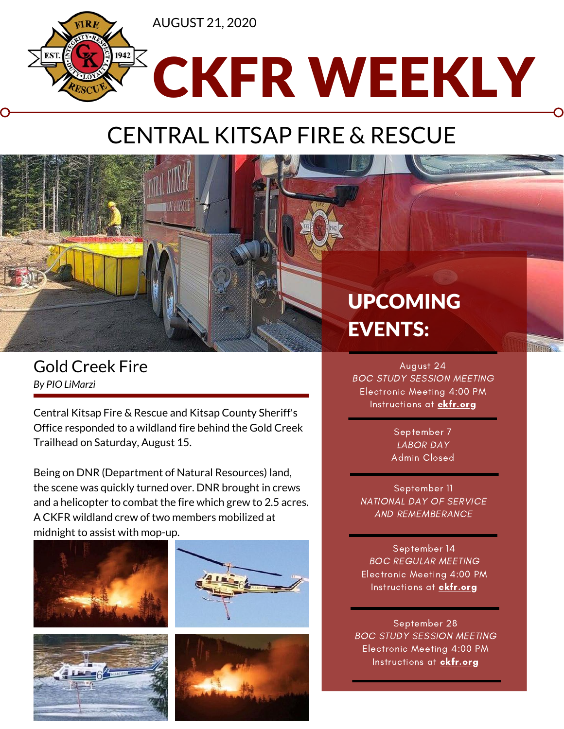AUGUST 21, 2020

# CKFR WEEKLY

## CENTRAL KITSAP FIRE & RESCUE

## UPCOMING EVENTS:

August 24
*BOC STUDY SESSION MEETING*
Electronic Meeting 4:00 PM
Instructions at **ckfr.org**

September 7
*LABOR DAY*
Admin Closed

September 11
*NATIONAL DAY OF SERVICE AND REMEMBERANCE*

September 14
*BOC REGULAR MEETING*
Electronic Meeting 4:00 PM
Instructions at **ckfr.org**

September 28
*BOC STUDY SESSION MEETING*
Electronic Meeting 4:00 PM
Instructions at **ckfr.org**

## Gold Creek Fire

*By PIO LiMarzi*

Central Kitsap Fire & Rescue and Kitsap County Sheriff's Office responded to a wildland fire behind the Gold Creek Trailhead on Saturday, August 15.

Being on DNR (Department of Natural Resources) land, the scene was quickly turned over. DNR brought in crews and a helicopter to combat the fire which grew to 2.5 acres. A CKFR wildland crew of two members mobilized at midnight to assist with mop-up.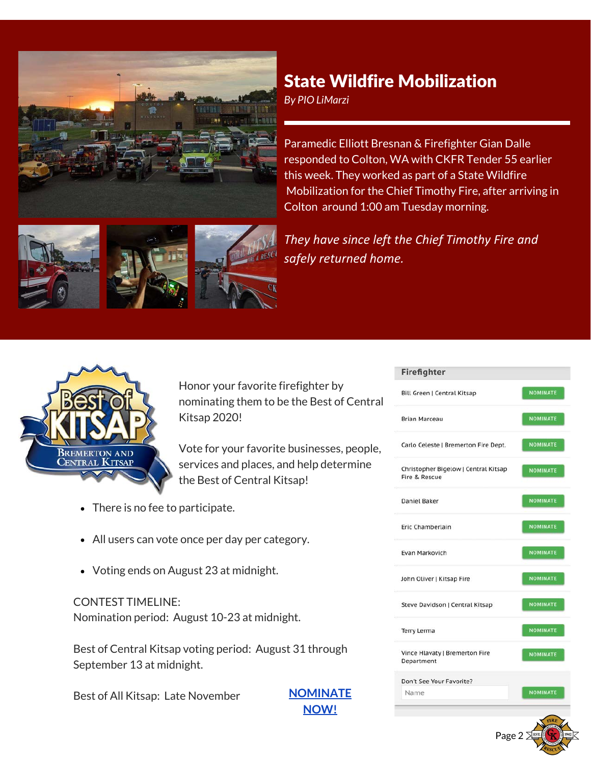## State Wildfire Mobilization

*By PIO LiMarzi*

Paramedic Elliott Bresnan & Firefighter Gian Dalle responded to Colton, WA with CKFR Tender 55 earlier this week. They worked as part of a State Wildfire Mobilization for the Chief Timothy Fire, after arriving in Colton around 1:00 am Tuesday morning.

*They have since left the Chief Timothy Fire and safely returned home.*

Honor your favorite firefighter by nominating them to be the Best of Central Kitsap 2020!

Vote for your favorite businesses, people, services and places, and help determine the Best of Central Kitsap!

- There is no fee to participate.
- All users can vote once per day per category.
- Voting ends on August 23 at midnight.

CONTEST TIMELINE:
Nomination period: August 10-23 at midnight.

Best of Central Kitsap voting period: August 31 through September 13 at midnight.

Best of All Kitsap: Late November

**NOMINATE NOW!**

| Firefighter | |
|---|---|
| Bill Green \| Central Kitsap | NOMINATE |
| Brian Marceau | NOMINATE |
| Carlo Celeste \| Bremerton Fire Dept. | NOMINATE |
| Christopher Bigelow \| Central Kitsap Fire & Rescue | NOMINATE |
| Daniel Baker | NOMINATE |
| Eric Chamberlain | NOMINATE |
| Evan Markovich | NOMINATE |
| John Oliver \| Kitsap Fire | NOMINATE |
| Steve Davidson \| Central Kitsap | NOMINATE |
| Terry Lerma | NOMINATE |
| Vince Hlavaty \| Bremerton Fire Department | NOMINATE |
| Don't See Your Favorite? Name | NOMINATE |